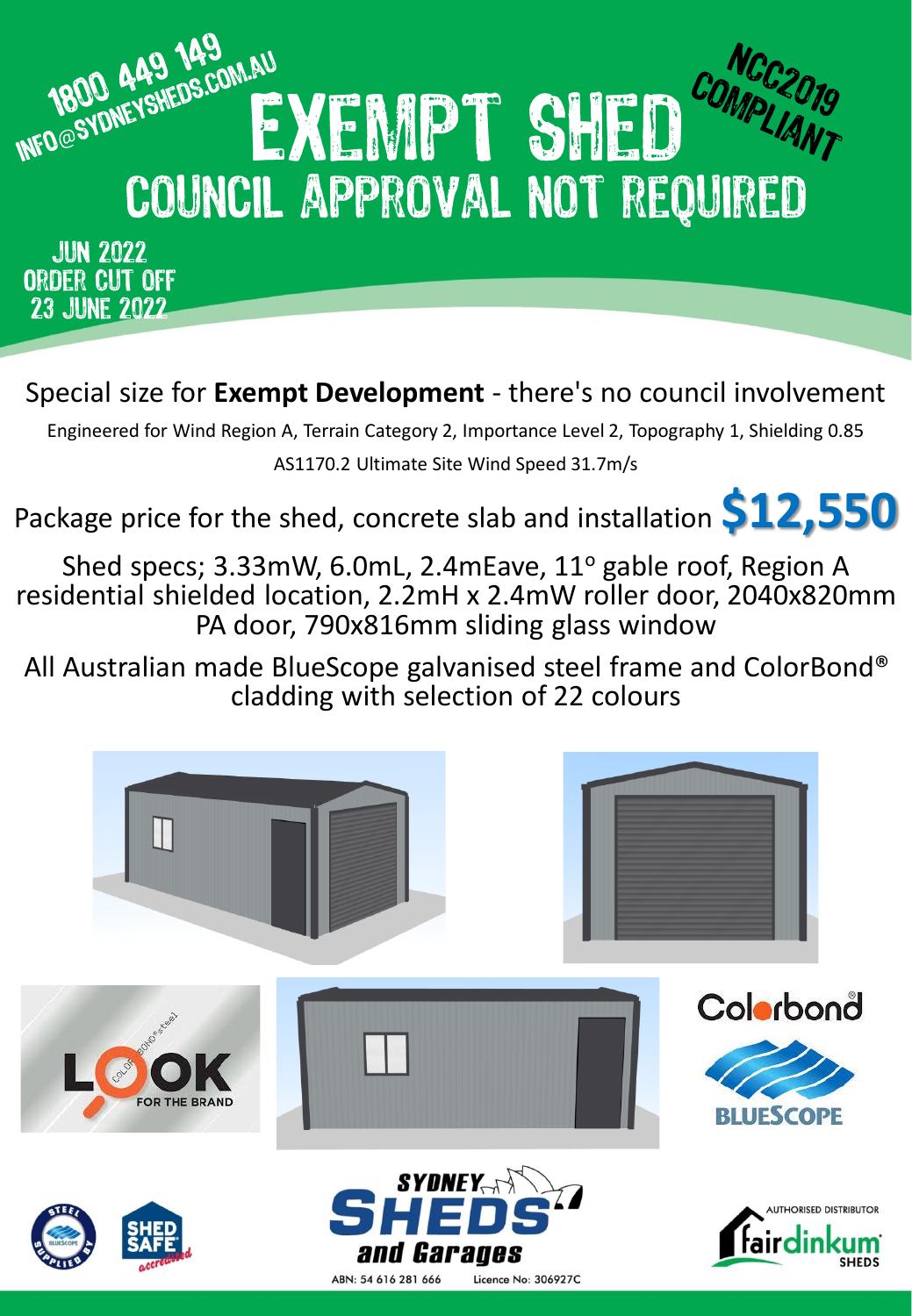1800 449 149
INFO@SYDNEYSHEDS.COM.AU

# EXEMPT SHED

NCC2019 COMPLIANT

## COUNCIL APPROVAL NOT REQUIRED

JUN 2022
ORDER CUT OFF
23 JUNE 2022

Special size for **Exempt Development** - there's no council involvement

Engineered for Wind Region A, Terrain Category 2, Importance Level 2, Topography 1, Shielding 0.85

AS1170.2 Ultimate Site Wind Speed 31.7m/s

Package price for the shed, concrete slab and installation **$12,550**

Shed specs; 3.33mW, 6.0mL, 2.4mEave, 11° gable roof, Region A residential shielded location, 2.2mH x 2.4mW roller door, 2040x820mm PA door, 790x816mm sliding glass window

All Australian made BlueScope galvanised steel frame and ColorBond® cladding with selection of 22 colours

LOOK FOR THE BRAND

Colorbond®

BLUESCOPE

STEEL SUPPLIED BY BLUESCOPE

SHED SAFE accredited

SYDNEY SHEDS and Garages

ABN: 54 616 281 666 Licence No: 306927C

AUTHORISED DISTRIBUTOR fairdinkum SHEDS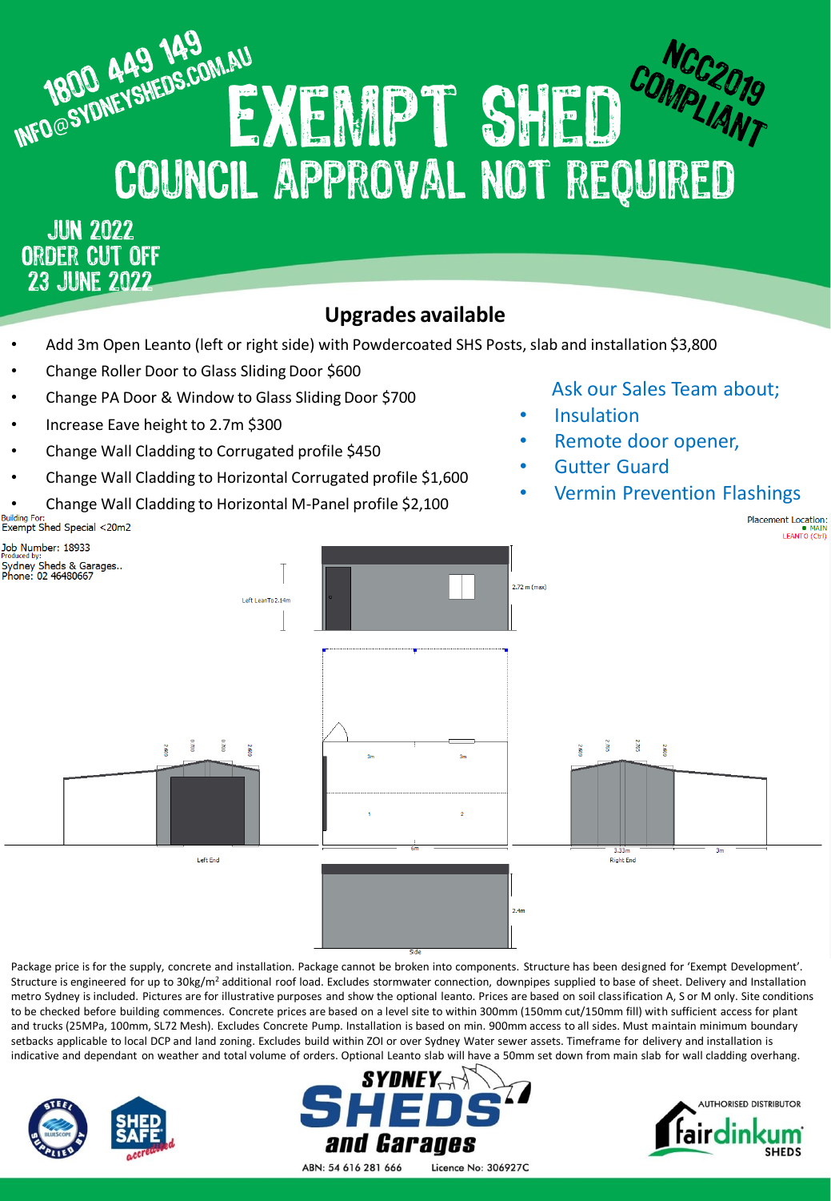1800 449 149
INFO@SYDNEYSHEDS.COM.AU

# EXEMPT SHED

## COUNCIL APPROVAL NOT REQUIRED

NCC2019 COMPLIANT

JUN 2022
ORDER CUT OFF
23 JUNE 2022

## Upgrades available

- Add 3m Open Leanto (left or right side) with Powdercoated SHS Posts, slab and installation $3,800
- Change Roller Door to Glass Sliding Door $600
- Change PA Door & Window to Glass Sliding Door $700
- Increase Eave height to 2.7m $300
- Change Wall Cladding to Corrugated profile $450
- Change Wall Cladding to Horizontal Corrugated profile $1,600
- Change Wall Cladding to Horizontal M-Panel profile $2,100

Ask our Sales Team about;

- Insulation
- Remote door opener,
- Gutter Guard
- Vermin Prevention Flashings

Building For:
Exempt Shed Special <20m2

Job Number: 18933
Produced by:
Sydney Sheds & Garages..
Phone: 02 46480667

Placement Location:
MAIN
LEANTO (Ctrl)

Left LeanTo 2.14m

2.72 m (max)

3m
3m
1
2
6m

2.609
0.700
0.700
2.609

2.609
2.765
2.765
2.609

Left End

3.33m
3m
Right End

2.4m
Side

Package price is for the supply, concrete and installation. Package cannot be broken into components. Structure has been designed for 'Exempt Development'. Structure is engineered for up to 30kg/m² additional roof load. Excludes stormwater connection, downpipes supplied to base of sheet. Delivery and Installation metro Sydney is included. Pictures are for illustrative purposes and show the optional leanto. Prices are based on soil classification A, S or M only. Site conditions to be checked before building commences. Concrete prices are based on a level site to within 300mm (150mm cut/150mm fill) with sufficient access for plant and trucks (25MPa, 100mm, SL72 Mesh). Excludes Concrete Pump. Installation is based on min. 900mm access to all sides. Must maintain minimum boundary setbacks applicable to local DCP and land zoning. Excludes build within ZOI or over Sydney Water sewer assets. Timeframe for delivery and installation is indicative and dependant on weather and total volume of orders. Optional Leanto slab will have a 50mm set down from main slab for wall cladding overhang.

STEEL SUPPLIED BY BLUESCOPE

SHED SAFE accredited

SYDNEY SHEDS and Garages

ABN: 54 616 281 666 Licence No: 306927C

AUTHORISED DISTRIBUTOR fairdinkum SHEDS